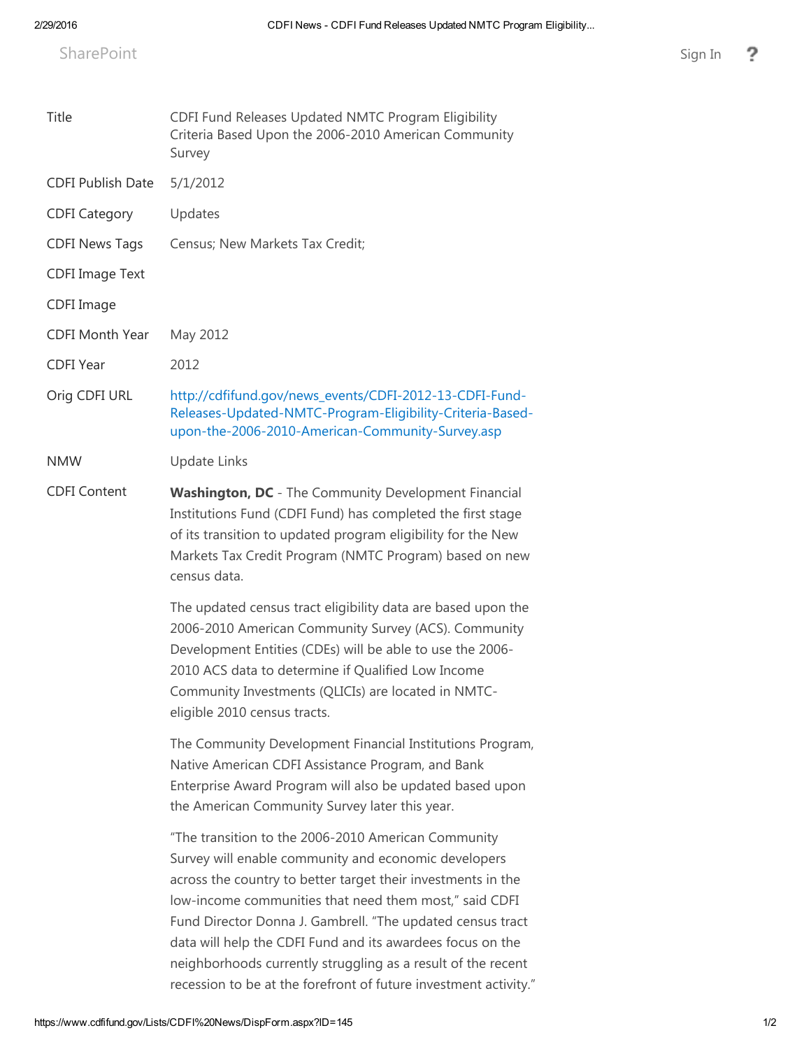SharePoint

| | |
|---|---|
| Title | CDFI Fund Releases Updated NMTC Program Eligibility Criteria Based Upon the 2006-2010 American Community Survey |
| CDFI Publish Date | 5/1/2012 |
| CDFI Category | Updates |
| CDFI News Tags | Census; New Markets Tax Credit; |
| CDFI Image Text | |
| CDFI Image | |
| CDFI Month Year | May 2012 |
| CDFI Year | 2012 |
| Orig CDFI URL | http://cdfifund.gov/news_events/CDFI-2012-13-CDFI-Fund-Releases-Updated-NMTC-Program-Eligibility-Criteria-Based-upon-the-2006-2010-American-Community-Survey.asp |
| NMW | Update Links |

CDFI Content

**Washington, DC** - The Community Development Financial Institutions Fund (CDFI Fund) has completed the first stage of its transition to updated program eligibility for the New Markets Tax Credit Program (NMTC Program) based on new census data.

The updated census tract eligibility data are based upon the 2006-2010 American Community Survey (ACS). Community Development Entities (CDEs) will be able to use the 2006-2010 ACS data to determine if Qualified Low Income Community Investments (QLICIs) are located in NMTC-eligible 2010 census tracts.

The Community Development Financial Institutions Program, Native American CDFI Assistance Program, and Bank Enterprise Award Program will also be updated based upon the American Community Survey later this year.

"The transition to the 2006-2010 American Community Survey will enable community and economic developers across the country to better target their investments in the low-income communities that need them most," said CDFI Fund Director Donna J. Gambrell. "The updated census tract data will help the CDFI Fund and its awardees focus on the neighborhoods currently struggling as a result of the recent recession to be at the forefront of future investment activity."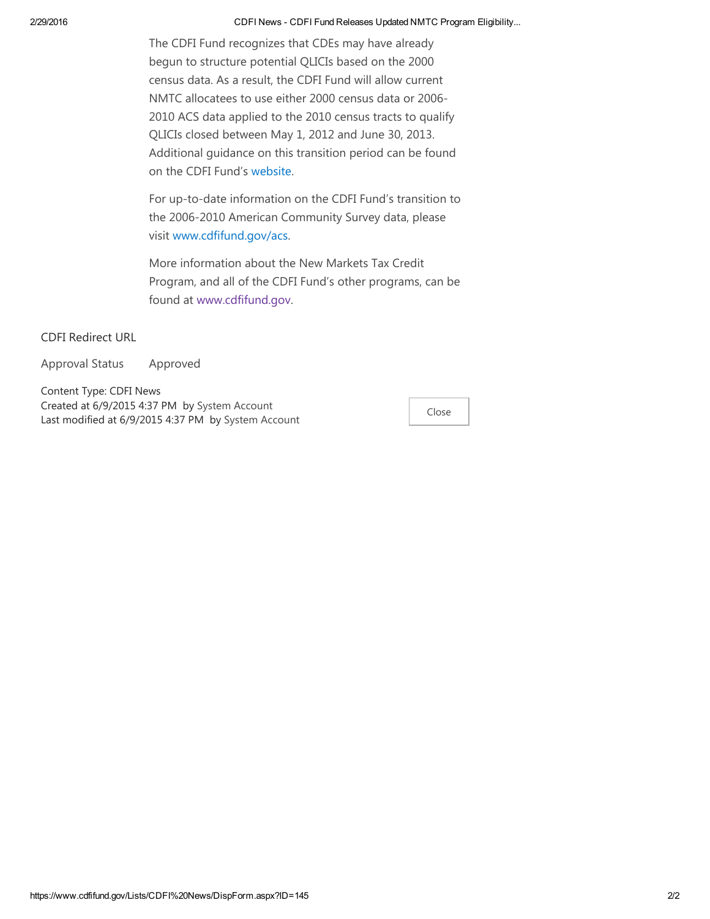The CDFI Fund recognizes that CDEs may have already begun to structure potential QLICIs based on the 2000 census data. As a result, the CDFI Fund will allow current NMTC allocatees to use either 2000 census data or 2006-2010 ACS data applied to the 2010 census tracts to qualify QLICIs closed between May 1, 2012 and June 30, 2013. Additional guidance on this transition period can be found on the CDFI Fund's website.

For up-to-date information on the CDFI Fund's transition to the 2006-2010 American Community Survey data, please visit www.cdfifund.gov/acs.

More information about the New Markets Tax Credit Program, and all of the CDFI Fund's other programs, can be found at www.cdfifund.gov.

CDFI Redirect URL

Approval Status Approved

Content Type: CDFI News
Created at 6/9/2015 4:37 PM by System Account
Last modified at 6/9/2015 4:37 PM by System Account

Close